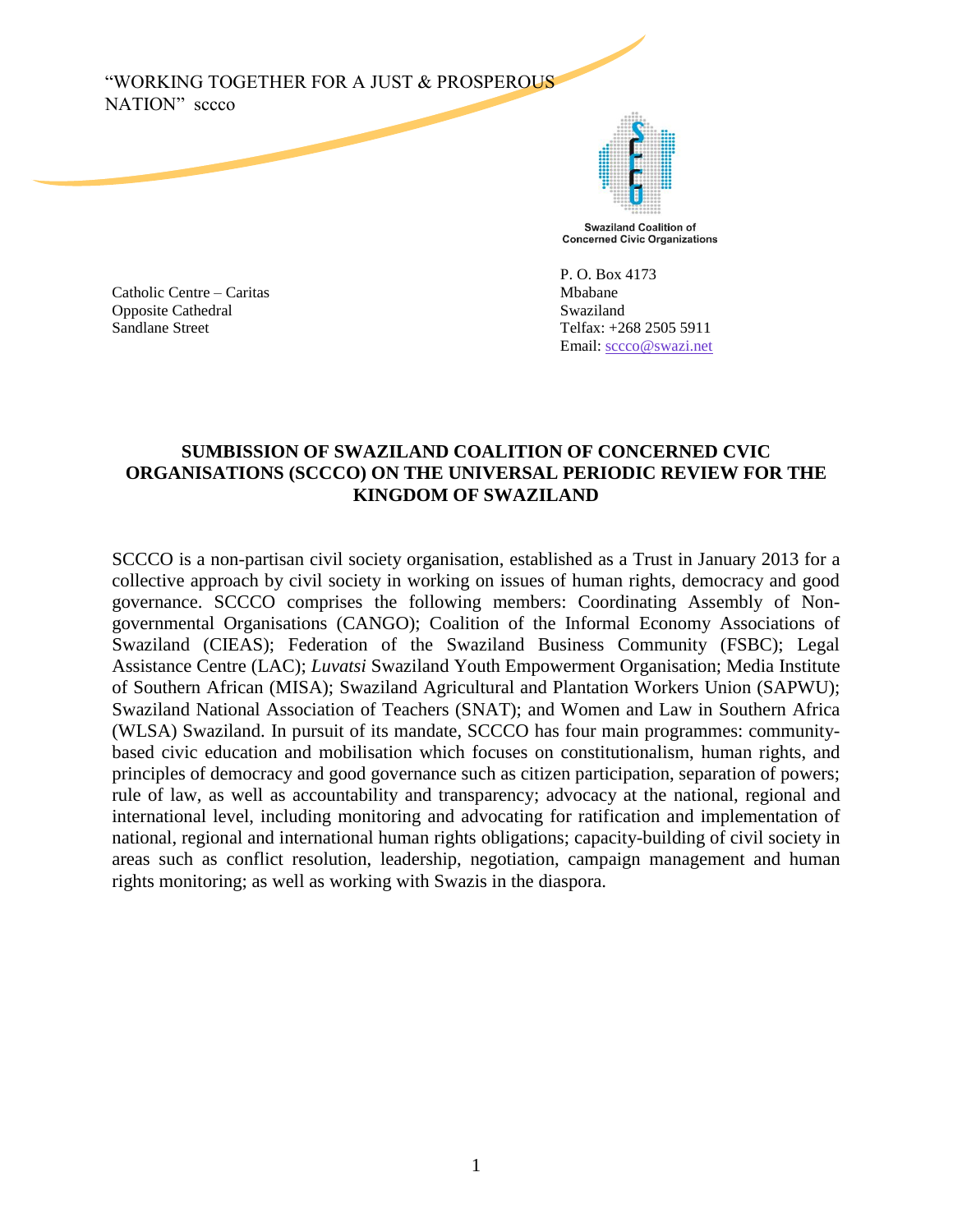"WORKING TOGETHER FOR A JUST & PROSPEROUS NATION" sccco

Swaziland Coalition of Concerned Civic Organizations

Catholic Centre – Caritas
Opposite Cathedral
Sandlane Street

P. O. Box 4173
Mbabane
Swaziland
Telfax: +268 2505 5911
Email: sccco@swazi.net

**SUMBISSION OF SWAZILAND COALITION OF CONCERNED CVIC ORGANISATIONS (SCCCO) ON THE UNIVERSAL PERIODIC REVIEW FOR THE KINGDOM OF SWAZILAND**

SCCCO is a non-partisan civil society organisation, established as a Trust in January 2013 for a collective approach by civil society in working on issues of human rights, democracy and good governance. SCCCO comprises the following members: Coordinating Assembly of Non-governmental Organisations (CANGO); Coalition of the Informal Economy Associations of Swaziland (CIEAS); Federation of the Swaziland Business Community (FSBC); Legal Assistance Centre (LAC); *Luvatsi* Swaziland Youth Empowerment Organisation; Media Institute of Southern African (MISA); Swaziland Agricultural and Plantation Workers Union (SAPWU); Swaziland National Association of Teachers (SNAT); and Women and Law in Southern Africa (WLSA) Swaziland. In pursuit of its mandate, SCCCO has four main programmes: community-based civic education and mobilisation which focuses on constitutionalism, human rights, and principles of democracy and good governance such as citizen participation, separation of powers; rule of law, as well as accountability and transparency; advocacy at the national, regional and international level, including monitoring and advocating for ratification and implementation of national, regional and international human rights obligations; capacity-building of civil society in areas such as conflict resolution, leadership, negotiation, campaign management and human rights monitoring; as well as working with Swazis in the diaspora.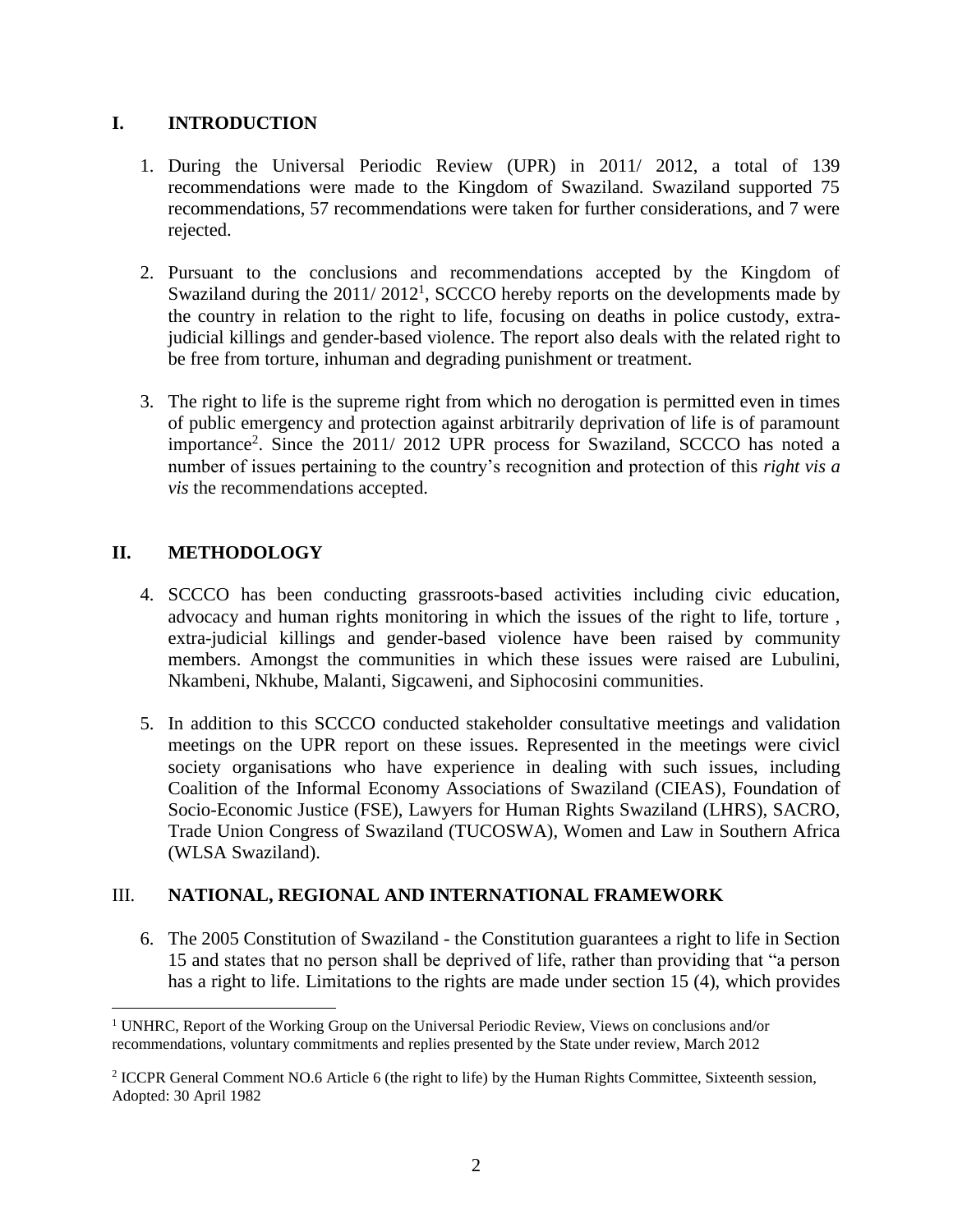## I. INTRODUCTION

1. During the Universal Periodic Review (UPR) in 2011/ 2012, a total of 139 recommendations were made to the Kingdom of Swaziland. Swaziland supported 75 recommendations, 57 recommendations were taken for further considerations, and 7 were rejected.

2. Pursuant to the conclusions and recommendations accepted by the Kingdom of Swaziland during the 2011/ 2012[1], SCCCO hereby reports on the developments made by the country in relation to the right to life, focusing on deaths in police custody, extra-judicial killings and gender-based violence. The report also deals with the related right to be free from torture, inhuman and degrading punishment or treatment.

3. The right to life is the supreme right from which no derogation is permitted even in times of public emergency and protection against arbitrarily deprivation of life is of paramount importance[2]. Since the 2011/ 2012 UPR process for Swaziland, SCCCO has noted a number of issues pertaining to the country's recognition and protection of this *right vis a vis* the recommendations accepted.

## II. METHODOLOGY

4. SCCCO has been conducting grassroots-based activities including civic education, advocacy and human rights monitoring in which the issues of the right to life, torture , extra-judicial killings and gender-based violence have been raised by community members. Amongst the communities in which these issues were raised are Lubulini, Nkambeni, Nkhube, Malanti, Sigcaweni, and Siphocosini communities.

5. In addition to this SCCCO conducted stakeholder consultative meetings and validation meetings on the UPR report on these issues. Represented in the meetings were civicl society organisations who have experience in dealing with such issues, including Coalition of the Informal Economy Associations of Swaziland (CIEAS), Foundation of Socio-Economic Justice (FSE), Lawyers for Human Rights Swaziland (LHRS), SACRO, Trade Union Congress of Swaziland (TUCOSWA), Women and Law in Southern Africa (WLSA Swaziland).

## III. NATIONAL, REGIONAL AND INTERNATIONAL FRAMEWORK

6. The 2005 Constitution of Swaziland - the Constitution guarantees a right to life in Section 15 and states that no person shall be deprived of life, rather than providing that "a person has a right to life. Limitations to the rights are made under section 15 (4), which provides

---

[1] UNHRC, Report of the Working Group on the Universal Periodic Review, Views on conclusions and/or recommendations, voluntary commitments and replies presented by the State under review, March 2012

[2] ICCPR General Comment NO.6 Article 6 (the right to life) by the Human Rights Committee, Sixteenth session, Adopted: 30 April 1982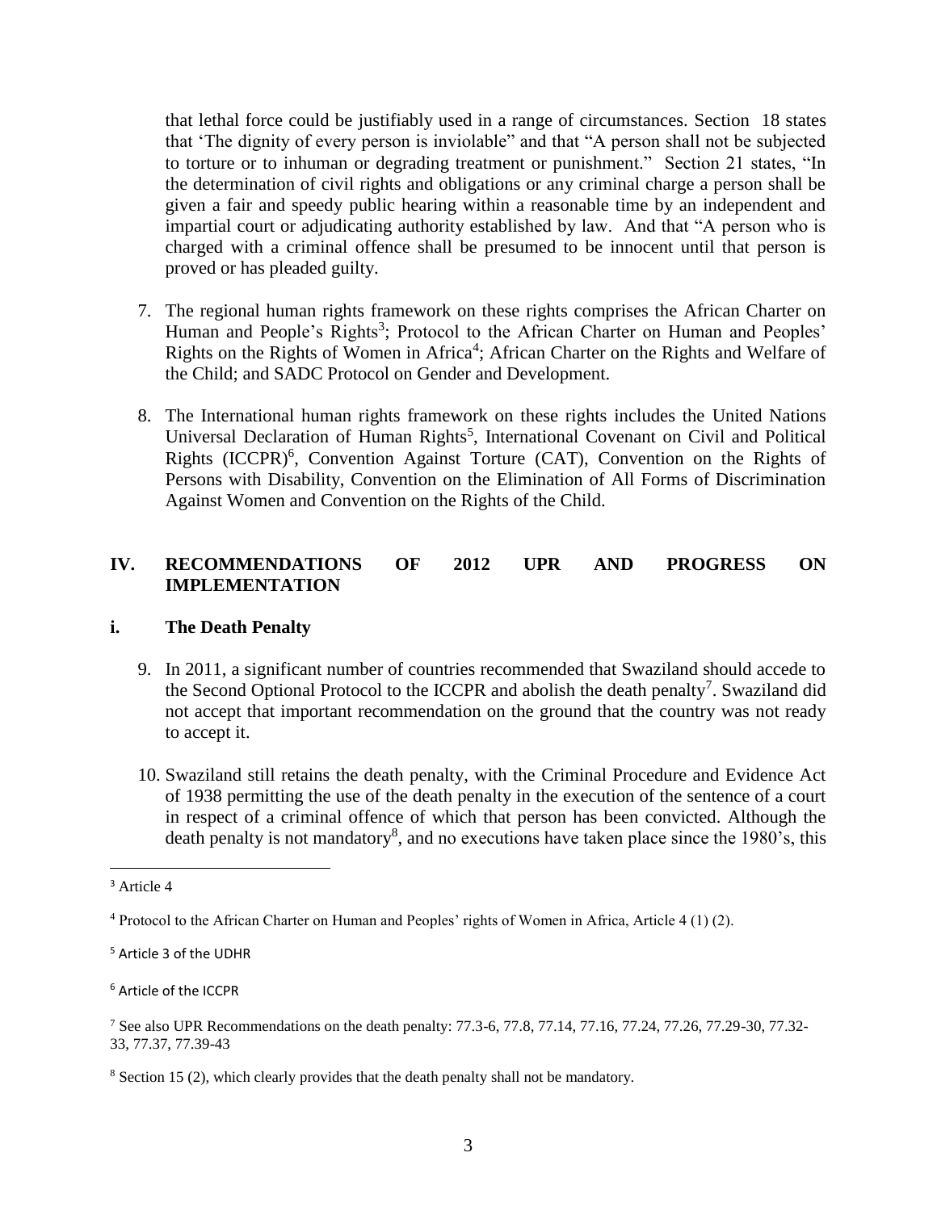that lethal force could be justifiably used in a range of circumstances. Section 18 states that 'The dignity of every person is inviolable" and that "A person shall not be subjected to torture or to inhuman or degrading treatment or punishment." Section 21 states, "In the determination of civil rights and obligations or any criminal charge a person shall be given a fair and speedy public hearing within a reasonable time by an independent and impartial court or adjudicating authority established by law. And that "A person who is charged with a criminal offence shall be presumed to be innocent until that person is proved or has pleaded guilty.

7. The regional human rights framework on these rights comprises the African Charter on Human and People's Rights[3]; Protocol to the African Charter on Human and Peoples' Rights on the Rights of Women in Africa[4]; African Charter on the Rights and Welfare of the Child; and SADC Protocol on Gender and Development.

8. The International human rights framework on these rights includes the United Nations Universal Declaration of Human Rights[5], International Covenant on Civil and Political Rights (ICCPR)[6], Convention Against Torture (CAT), Convention on the Rights of Persons with Disability, Convention on the Elimination of All Forms of Discrimination Against Women and Convention on the Rights of the Child.

## IV. RECOMMENDATIONS OF 2012 UPR AND PROGRESS ON IMPLEMENTATION

### i. The Death Penalty

9. In 2011, a significant number of countries recommended that Swaziland should accede to the Second Optional Protocol to the ICCPR and abolish the death penalty[7]. Swaziland did not accept that important recommendation on the ground that the country was not ready to accept it.

10. Swaziland still retains the death penalty, with the Criminal Procedure and Evidence Act of 1938 permitting the use of the death penalty in the execution of the sentence of a court in respect of a criminal offence of which that person has been convicted. Although the death penalty is not mandatory[8], and no executions have taken place since the 1980's, this

---

[3] Article 4

[4] Protocol to the African Charter on Human and Peoples' rights of Women in Africa, Article 4 (1) (2).

[5] Article 3 of the UDHR

[6] Article of the ICCPR

[7] See also UPR Recommendations on the death penalty: 77.3-6, 77.8, 77.14, 77.16, 77.24, 77.26, 77.29-30, 77.32-33, 77.37, 77.39-43

[8] Section 15 (2), which clearly provides that the death penalty shall not be mandatory.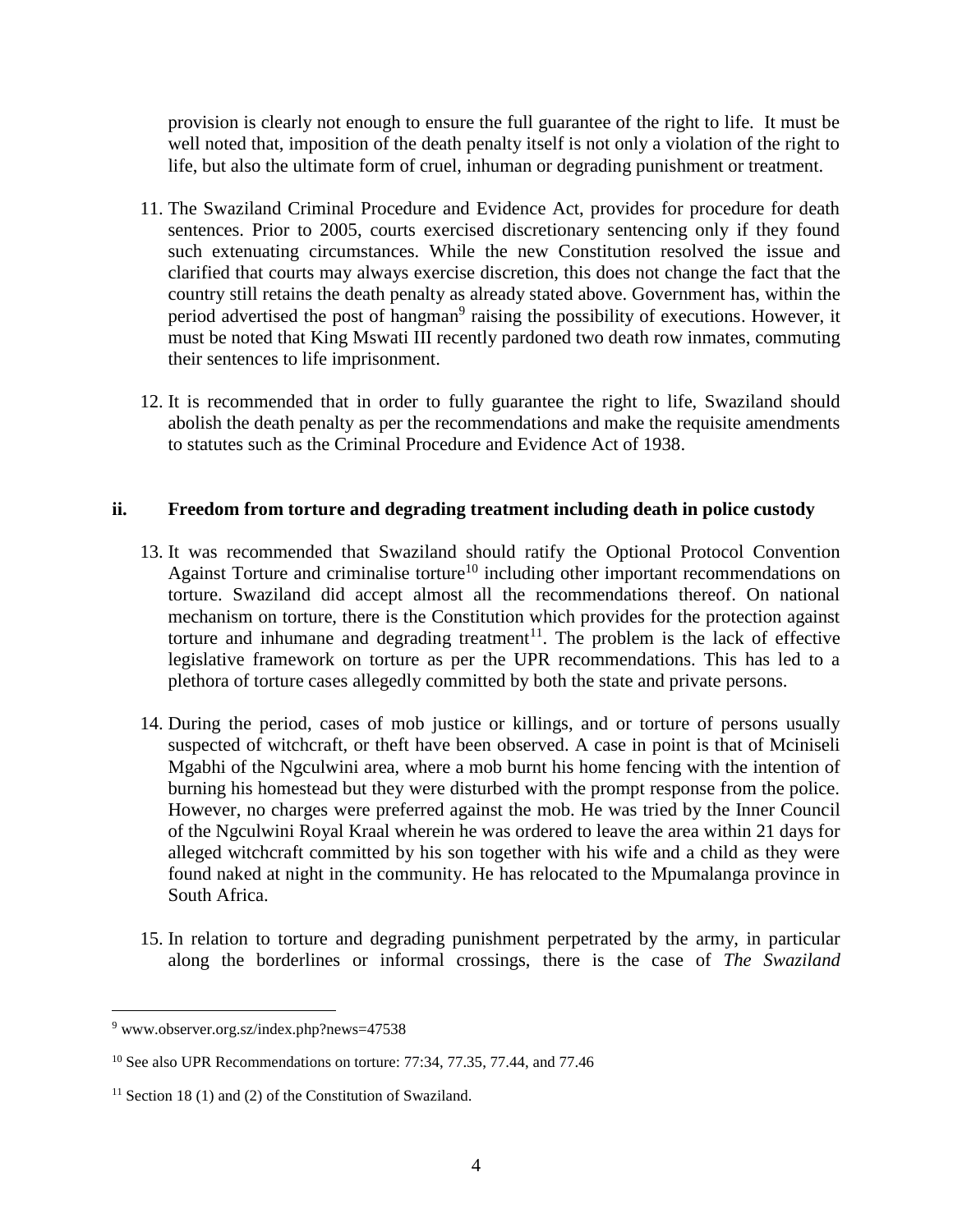provision is clearly not enough to ensure the full guarantee of the right to life. It must be well noted that, imposition of the death penalty itself is not only a violation of the right to life, but also the ultimate form of cruel, inhuman or degrading punishment or treatment.

11. The Swaziland Criminal Procedure and Evidence Act, provides for procedure for death sentences. Prior to 2005, courts exercised discretionary sentencing only if they found such extenuating circumstances. While the new Constitution resolved the issue and clarified that courts may always exercise discretion, this does not change the fact that the country still retains the death penalty as already stated above. Government has, within the period advertised the post of hangman[9] raising the possibility of executions. However, it must be noted that King Mswati III recently pardoned two death row inmates, commuting their sentences to life imprisonment.

12. It is recommended that in order to fully guarantee the right to life, Swaziland should abolish the death penalty as per the recommendations and make the requisite amendments to statutes such as the Criminal Procedure and Evidence Act of 1938.

### ii. Freedom from torture and degrading treatment including death in police custody

13. It was recommended that Swaziland should ratify the Optional Protocol Convention Against Torture and criminalise torture[10] including other important recommendations on torture. Swaziland did accept almost all the recommendations thereof. On national mechanism on torture, there is the Constitution which provides for the protection against torture and inhumane and degrading treatment[11]. The problem is the lack of effective legislative framework on torture as per the UPR recommendations. This has led to a plethora of torture cases allegedly committed by both the state and private persons.

14. During the period, cases of mob justice or killings, and or torture of persons usually suspected of witchcraft, or theft have been observed. A case in point is that of Mciniseli Mgabhi of the Ngculwini area, where a mob burnt his home fencing with the intention of burning his homestead but they were disturbed with the prompt response from the police. However, no charges were preferred against the mob. He was tried by the Inner Council of the Ngculwini Royal Kraal wherein he was ordered to leave the area within 21 days for alleged witchcraft committed by his son together with his wife and a child as they were found naked at night in the community. He has relocated to the Mpumalanga province in South Africa.

15. In relation to torture and degrading punishment perpetrated by the army, in particular along the borderlines or informal crossings, there is the case of *The Swaziland*

---

[9] www.observer.org.sz/index.php?news=47538

[10] See also UPR Recommendations on torture: 77:34, 77.35, 77.44, and 77.46

[11] Section 18 (1) and (2) of the Constitution of Swaziland.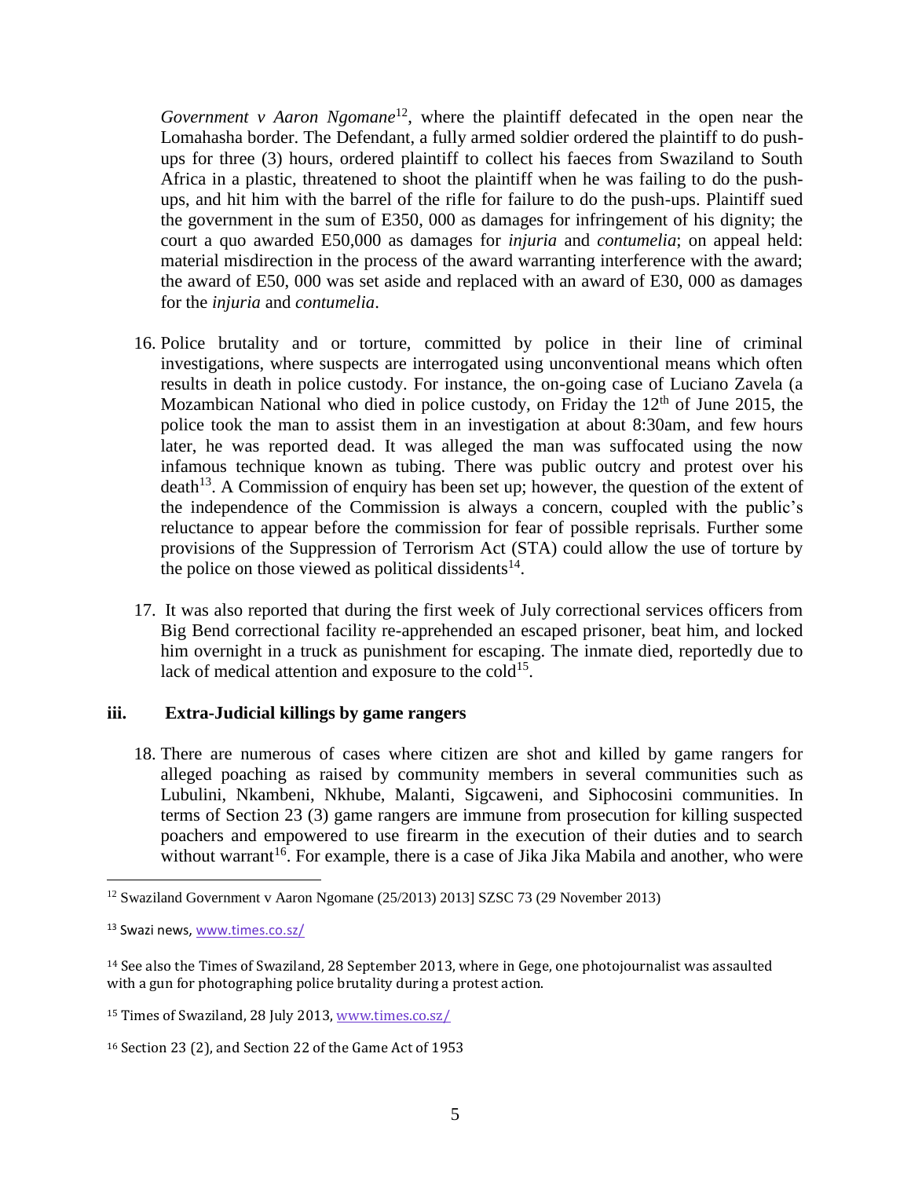*Government v Aaron Ngomane*[12], where the plaintiff defecated in the open near the Lomahasha border. The Defendant, a fully armed soldier ordered the plaintiff to do push-ups for three (3) hours, ordered plaintiff to collect his faeces from Swaziland to South Africa in a plastic, threatened to shoot the plaintiff when he was failing to do the push-ups, and hit him with the barrel of the rifle for failure to do the push-ups. Plaintiff sued the government in the sum of E350, 000 as damages for infringement of his dignity; the court a quo awarded E50,000 as damages for *injuria* and *contumelia*; on appeal held: material misdirection in the process of the award warranting interference with the award; the award of E50, 000 was set aside and replaced with an award of E30, 000 as damages for the *injuria* and *contumelia*.

16. Police brutality and or torture, committed by police in their line of criminal investigations, where suspects are interrogated using unconventional means which often results in death in police custody. For instance, the on-going case of Luciano Zavela (a Mozambican National who died in police custody, on Friday the 12th of June 2015, the police took the man to assist them in an investigation at about 8:30am, and few hours later, he was reported dead. It was alleged the man was suffocated using the now infamous technique known as tubing. There was public outcry and protest over his death[13]. A Commission of enquiry has been set up; however, the question of the extent of the independence of the Commission is always a concern, coupled with the public's reluctance to appear before the commission for fear of possible reprisals. Further some provisions of the Suppression of Terrorism Act (STA) could allow the use of torture by the police on those viewed as political dissidents[14].

17. It was also reported that during the first week of July correctional services officers from Big Bend correctional facility re-apprehended an escaped prisoner, beat him, and locked him overnight in a truck as punishment for escaping. The inmate died, reportedly due to lack of medical attention and exposure to the cold[15].

### iii. Extra-Judicial killings by game rangers

18. There are numerous of cases where citizen are shot and killed by game rangers for alleged poaching as raised by community members in several communities such as Lubulini, Nkambeni, Nkhube, Malanti, Sigcaweni, and Siphocosini communities. In terms of Section 23 (3) game rangers are immune from prosecution for killing suspected poachers and empowered to use firearm in the execution of their duties and to search without warrant[16]. For example, there is a case of Jika Jika Mabila and another, who were

---

[12] Swaziland Government v Aaron Ngomane (25/2013) 2013] SZSC 73 (29 November 2013)

[13] Swazi news, www.times.co.sz/

[14] See also the Times of Swaziland, 28 September 2013, where in Gege, one photojournalist was assaulted with a gun for photographing police brutality during a protest action.

[15] Times of Swaziland, 28 July 2013, www.times.co.sz/

[16] Section 23 (2), and Section 22 of the Game Act of 1953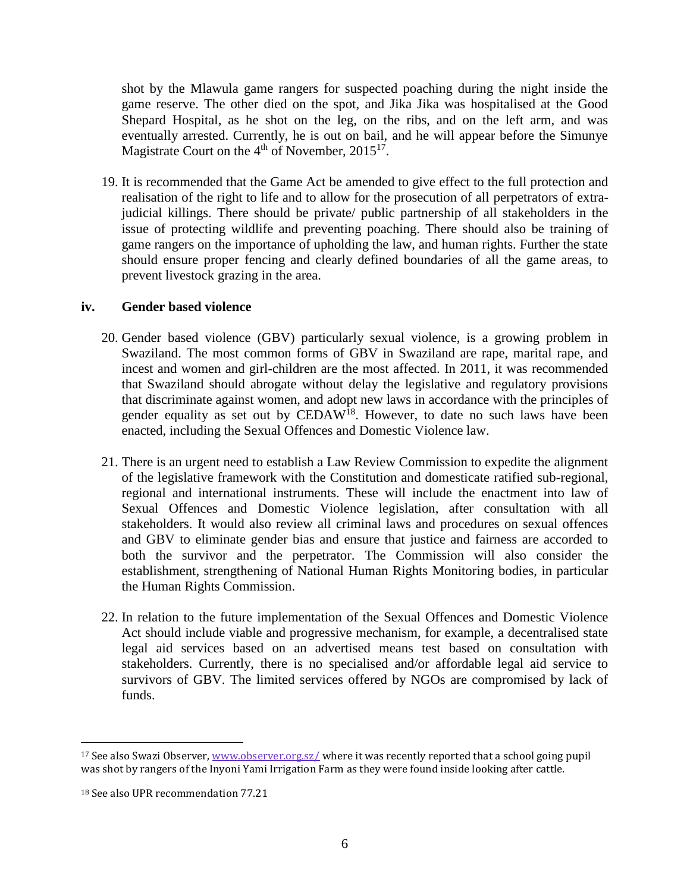shot by the Mlawula game rangers for suspected poaching during the night inside the game reserve. The other died on the spot, and Jika Jika was hospitalised at the Good Shepard Hospital, as he shot on the leg, on the ribs, and on the left arm, and was eventually arrested. Currently, he is out on bail, and he will appear before the Simunye Magistrate Court on the 4th of November, 2015[17].

19. It is recommended that the Game Act be amended to give effect to the full protection and realisation of the right to life and to allow for the prosecution of all perpetrators of extra-judicial killings. There should be private/ public partnership of all stakeholders in the issue of protecting wildlife and preventing poaching. There should also be training of game rangers on the importance of upholding the law, and human rights. Further the state should ensure proper fencing and clearly defined boundaries of all the game areas, to prevent livestock grazing in the area.

### iv. Gender based violence

20. Gender based violence (GBV) particularly sexual violence, is a growing problem in Swaziland. The most common forms of GBV in Swaziland are rape, marital rape, and incest and women and girl-children are the most affected. In 2011, it was recommended that Swaziland should abrogate without delay the legislative and regulatory provisions that discriminate against women, and adopt new laws in accordance with the principles of gender equality as set out by CEDAW[18]. However, to date no such laws have been enacted, including the Sexual Offences and Domestic Violence law.

21. There is an urgent need to establish a Law Review Commission to expedite the alignment of the legislative framework with the Constitution and domesticate ratified sub-regional, regional and international instruments. These will include the enactment into law of Sexual Offences and Domestic Violence legislation, after consultation with all stakeholders. It would also review all criminal laws and procedures on sexual offences and GBV to eliminate gender bias and ensure that justice and fairness are accorded to both the survivor and the perpetrator. The Commission will also consider the establishment, strengthening of National Human Rights Monitoring bodies, in particular the Human Rights Commission.

22. In relation to the future implementation of the Sexual Offences and Domestic Violence Act should include viable and progressive mechanism, for example, a decentralised state legal aid services based on an advertised means test based on consultation with stakeholders. Currently, there is no specialised and/or affordable legal aid service to survivors of GBV. The limited services offered by NGOs are compromised by lack of funds.

---

[17] See also Swazi Observer, www.observer.org.sz/ where it was recently reported that a school going pupil was shot by rangers of the Inyoni Yami Irrigation Farm as they were found inside looking after cattle.

[18] See also UPR recommendation 77.21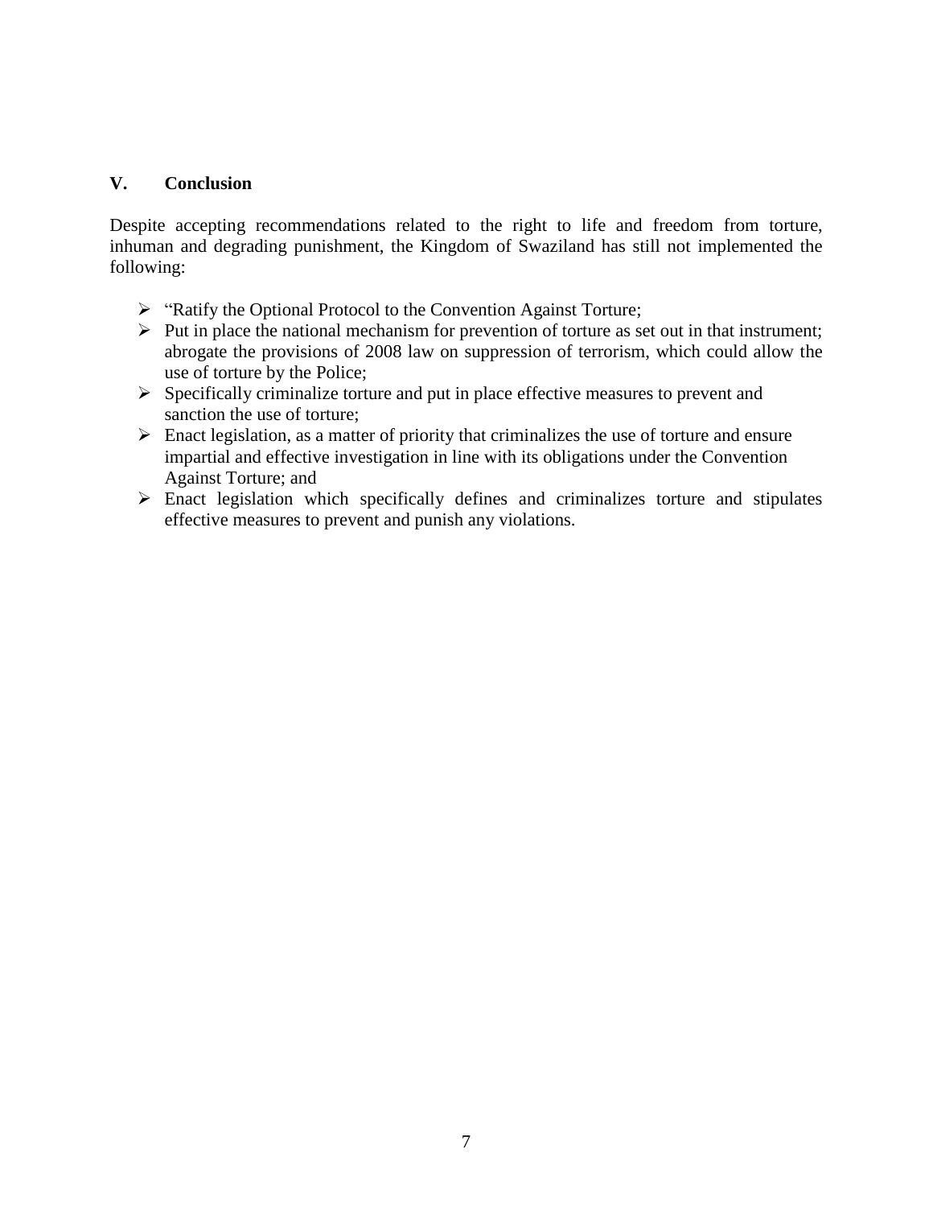## V. Conclusion

Despite accepting recommendations related to the right to life and freedom from torture, inhuman and degrading punishment, the Kingdom of Swaziland has still not implemented the following:

- "Ratify the Optional Protocol to the Convention Against Torture;
- Put in place the national mechanism for prevention of torture as set out in that instrument; abrogate the provisions of 2008 law on suppression of terrorism, which could allow the use of torture by the Police;
- Specifically criminalize torture and put in place effective measures to prevent and sanction the use of torture;
- Enact legislation, as a matter of priority that criminalizes the use of torture and ensure impartial and effective investigation in line with its obligations under the Convention Against Torture; and
- Enact legislation which specifically defines and criminalizes torture and stipulates effective measures to prevent and punish any violations.